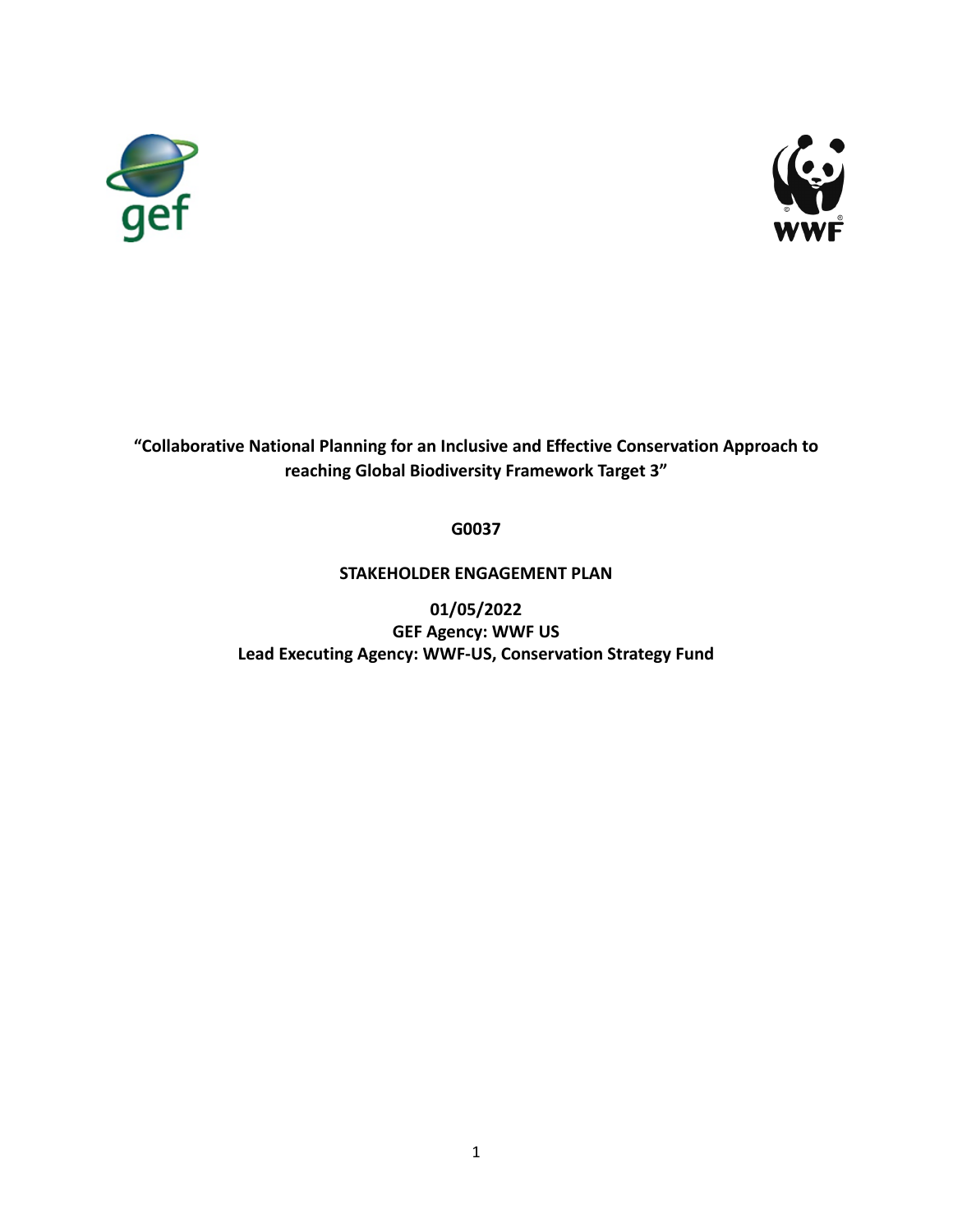**"Collaborative National Planning for an Inclusive and Effective Conservation Approach to reaching Global Biodiversity Framework Target 3"**

**G0037**

**STAKEHOLDER ENGAGEMENT PLAN**

**01/05/2022**
**GEF Agency: WWF US**
**Lead Executing Agency: WWF-US, Conservation Strategy Fund**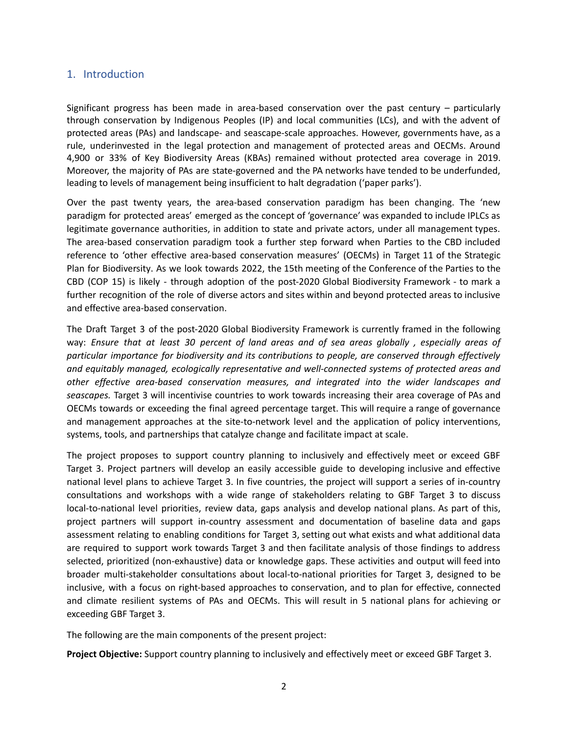## 1. Introduction

Significant progress has been made in area-based conservation over the past century – particularly through conservation by Indigenous Peoples (IP) and local communities (LCs), and with the advent of protected areas (PAs) and landscape- and seascape-scale approaches. However, governments have, as a rule, underinvested in the legal protection and management of protected areas and OECMs. Around 4,900 or 33% of Key Biodiversity Areas (KBAs) remained without protected area coverage in 2019. Moreover, the majority of PAs are state-governed and the PA networks have tended to be underfunded, leading to levels of management being insufficient to halt degradation ('paper parks').

Over the past twenty years, the area-based conservation paradigm has been changing. The 'new paradigm for protected areas' emerged as the concept of 'governance' was expanded to include IPLCs as legitimate governance authorities, in addition to state and private actors, under all management types. The area-based conservation paradigm took a further step forward when Parties to the CBD included reference to 'other effective area-based conservation measures' (OECMs) in Target 11 of the Strategic Plan for Biodiversity. As we look towards 2022, the 15th meeting of the Conference of the Parties to the CBD (COP 15) is likely - through adoption of the post-2020 Global Biodiversity Framework - to mark a further recognition of the role of diverse actors and sites within and beyond protected areas to inclusive and effective area-based conservation.

The Draft Target 3 of the post-2020 Global Biodiversity Framework is currently framed in the following way: *Ensure that at least 30 percent of land areas and of sea areas globally , especially areas of particular importance for biodiversity and its contributions to people, are conserved through effectively and equitably managed, ecologically representative and well-connected systems of protected areas and other effective area-based conservation measures, and integrated into the wider landscapes and seascapes.* Target 3 will incentivise countries to work towards increasing their area coverage of PAs and OECMs towards or exceeding the final agreed percentage target. This will require a range of governance and management approaches at the site-to-network level and the application of policy interventions, systems, tools, and partnerships that catalyze change and facilitate impact at scale.

The project proposes to support country planning to inclusively and effectively meet or exceed GBF Target 3. Project partners will develop an easily accessible guide to developing inclusive and effective national level plans to achieve Target 3. In five countries, the project will support a series of in-country consultations and workshops with a wide range of stakeholders relating to GBF Target 3 to discuss local-to-national level priorities, review data, gaps analysis and develop national plans. As part of this, project partners will support in-country assessment and documentation of baseline data and gaps assessment relating to enabling conditions for Target 3, setting out what exists and what additional data are required to support work towards Target 3 and then facilitate analysis of those findings to address selected, prioritized (non-exhaustive) data or knowledge gaps. These activities and output will feed into broader multi-stakeholder consultations about local-to-national priorities for Target 3, designed to be inclusive, with a focus on right-based approaches to conservation, and to plan for effective, connected and climate resilient systems of PAs and OECMs. This will result in 5 national plans for achieving or exceeding GBF Target 3.

The following are the main components of the present project:

**Project Objective:** Support country planning to inclusively and effectively meet or exceed GBF Target 3.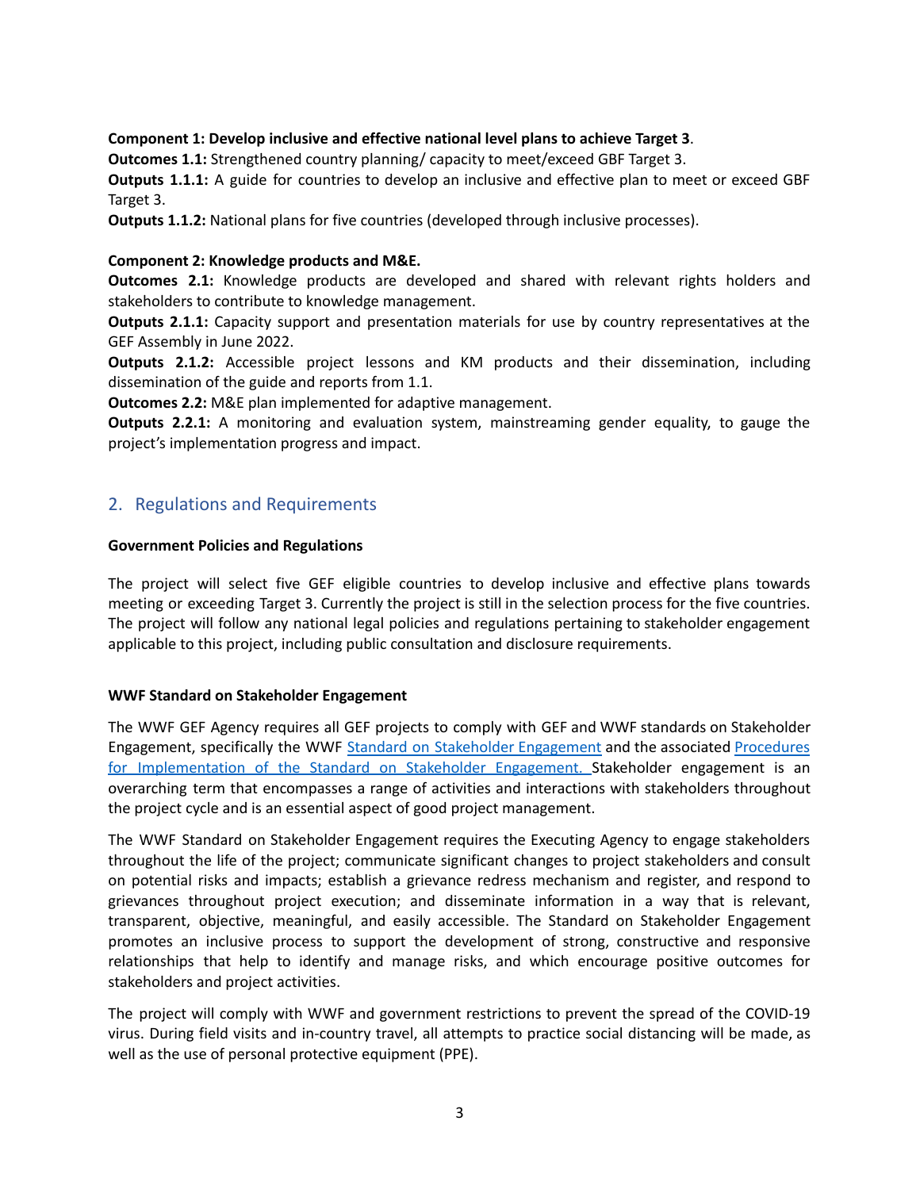**Component 1: Develop inclusive and effective national level plans to achieve Target 3**.

**Outcomes 1.1:** Strengthened country planning/ capacity to meet/exceed GBF Target 3.

**Outputs 1.1.1:** A guide for countries to develop an inclusive and effective plan to meet or exceed GBF Target 3.

**Outputs 1.1.2:** National plans for five countries (developed through inclusive processes).

**Component 2: Knowledge products and M&E.**

**Outcomes 2.1:** Knowledge products are developed and shared with relevant rights holders and stakeholders to contribute to knowledge management.

**Outputs 2.1.1:** Capacity support and presentation materials for use by country representatives at the GEF Assembly in June 2022.

**Outputs 2.1.2:** Accessible project lessons and KM products and their dissemination, including dissemination of the guide and reports from 1.1.

**Outcomes 2.2:** M&E plan implemented for adaptive management.

**Outputs 2.2.1:** A monitoring and evaluation system, mainstreaming gender equality, to gauge the project's implementation progress and impact.

## 2. Regulations and Requirements

**Government Policies and Regulations**

The project will select five GEF eligible countries to develop inclusive and effective plans towards meeting or exceeding Target 3. Currently the project is still in the selection process for the five countries. The project will follow any national legal policies and regulations pertaining to stakeholder engagement applicable to this project, including public consultation and disclosure requirements.

**WWF Standard on Stakeholder Engagement**

The WWF GEF Agency requires all GEF projects to comply with GEF and WWF standards on Stakeholder Engagement, specifically the WWF Standard on Stakeholder Engagement and the associated Procedures for Implementation of the Standard on Stakeholder Engagement. Stakeholder engagement is an overarching term that encompasses a range of activities and interactions with stakeholders throughout the project cycle and is an essential aspect of good project management.

The WWF Standard on Stakeholder Engagement requires the Executing Agency to engage stakeholders throughout the life of the project; communicate significant changes to project stakeholders and consult on potential risks and impacts; establish a grievance redress mechanism and register, and respond to grievances throughout project execution; and disseminate information in a way that is relevant, transparent, objective, meaningful, and easily accessible. The Standard on Stakeholder Engagement promotes an inclusive process to support the development of strong, constructive and responsive relationships that help to identify and manage risks, and which encourage positive outcomes for stakeholders and project activities.

The project will comply with WWF and government restrictions to prevent the spread of the COVID-19 virus. During field visits and in-country travel, all attempts to practice social distancing will be made, as well as the use of personal protective equipment (PPE).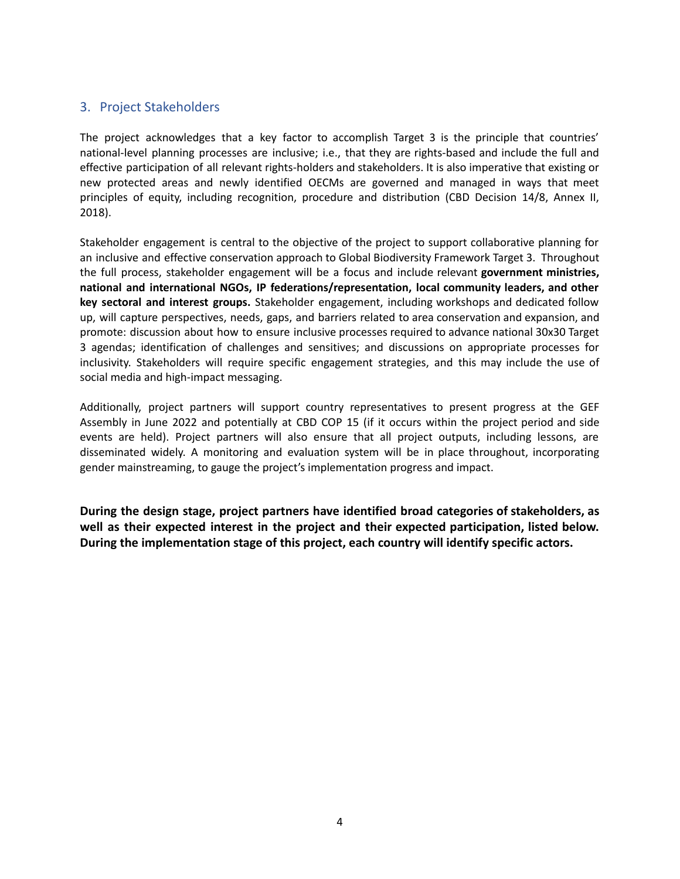## 3. Project Stakeholders

The project acknowledges that a key factor to accomplish Target 3 is the principle that countries' national-level planning processes are inclusive; i.e., that they are rights-based and include the full and effective participation of all relevant rights-holders and stakeholders. It is also imperative that existing or new protected areas and newly identified OECMs are governed and managed in ways that meet principles of equity, including recognition, procedure and distribution (CBD Decision 14/8, Annex II, 2018).

Stakeholder engagement is central to the objective of the project to support collaborative planning for an inclusive and effective conservation approach to Global Biodiversity Framework Target 3. Throughout the full process, stakeholder engagement will be a focus and include relevant **government ministries, national and international NGOs, IP federations/representation, local community leaders, and other key sectoral and interest groups.** Stakeholder engagement, including workshops and dedicated follow up, will capture perspectives, needs, gaps, and barriers related to area conservation and expansion, and promote: discussion about how to ensure inclusive processes required to advance national 30x30 Target 3 agendas; identification of challenges and sensitives; and discussions on appropriate processes for inclusivity. Stakeholders will require specific engagement strategies, and this may include the use of social media and high-impact messaging.

Additionally, project partners will support country representatives to present progress at the GEF Assembly in June 2022 and potentially at CBD COP 15 (if it occurs within the project period and side events are held). Project partners will also ensure that all project outputs, including lessons, are disseminated widely. A monitoring and evaluation system will be in place throughout, incorporating gender mainstreaming, to gauge the project's implementation progress and impact.

**During the design stage, project partners have identified broad categories of stakeholders, as well as their expected interest in the project and their expected participation, listed below. During the implementation stage of this project, each country will identify specific actors.**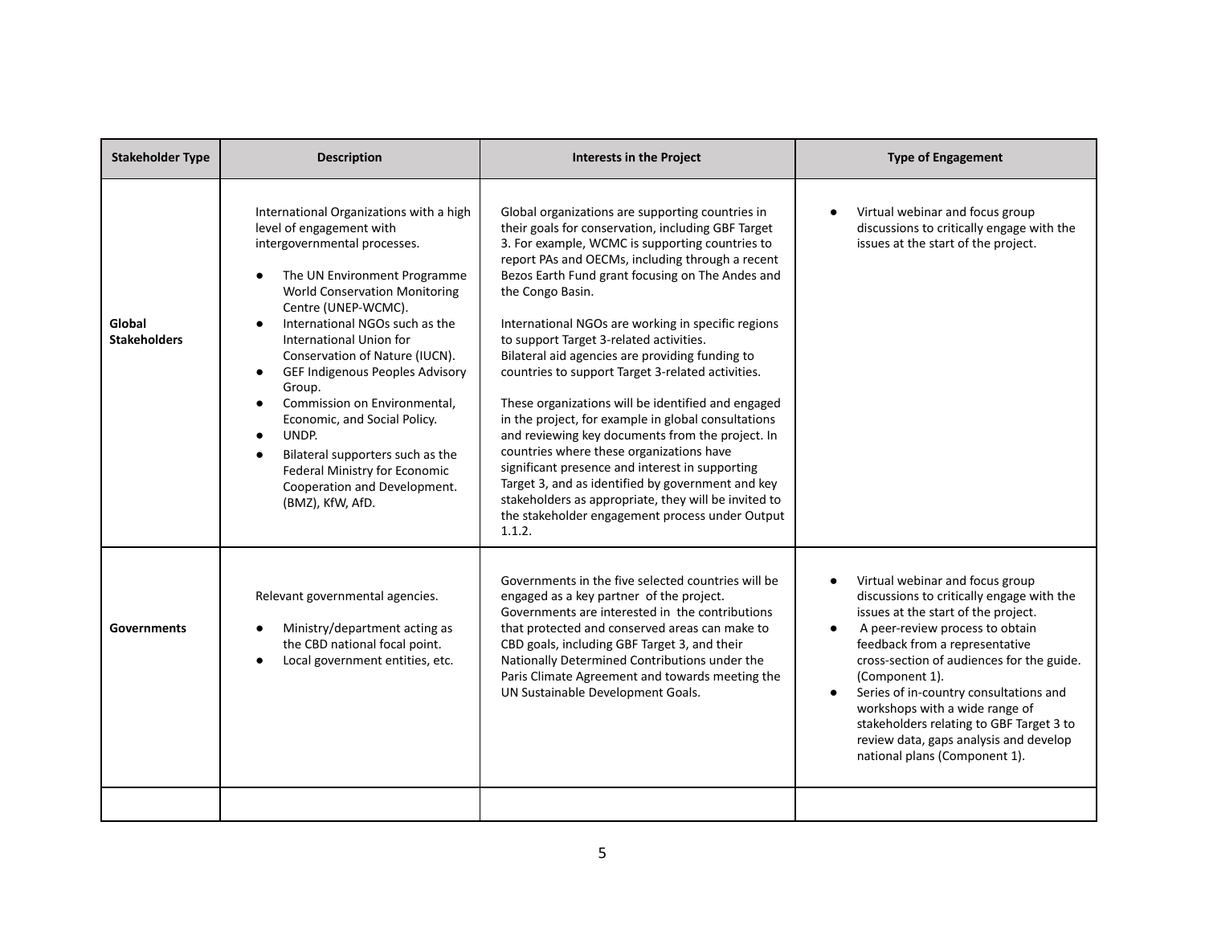| Stakeholder Type | Description | Interests in the Project | Type of Engagement |
|---|---|---|---|
| **Global Stakeholders** | International Organizations with a high level of engagement with intergovernmental processes.<br><br>● The UN Environment Programme World Conservation Monitoring Centre (UNEP-WCMC).<br>● International NGOs such as the International Union for Conservation of Nature (IUCN).<br>● GEF Indigenous Peoples Advisory Group.<br>● Commission on Environmental, Economic, and Social Policy.<br>● UNDP.<br>● Bilateral supporters such as the Federal Ministry for Economic Cooperation and Development. (BMZ), KfW, AfD. | Global organizations are supporting countries in their goals for conservation, including GBF Target 3. For example, WCMC is supporting countries to report PAs and OECMs, including through a recent Bezos Earth Fund grant focusing on The Andes and the Congo Basin.<br><br>International NGOs are working in specific regions to support Target 3-related activities. Bilateral aid agencies are providing funding to countries to support Target 3-related activities.<br><br>These organizations will be identified and engaged in the project, for example in global consultations and reviewing key documents from the project. In countries where these organizations have significant presence and interest in supporting Target 3, and as identified by government and key stakeholders as appropriate, they will be invited to the stakeholder engagement process under Output 1.1.2. | ● Virtual webinar and focus group discussions to critically engage with the issues at the start of the project. |
| **Governments** | Relevant governmental agencies.<br><br>● Ministry/department acting as the CBD national focal point.<br>● Local government entities, etc. | Governments in the five selected countries will be engaged as a key partner of the project. Governments are interested in the contributions that protected and conserved areas can make to CBD goals, including GBF Target 3, and their Nationally Determined Contributions under the Paris Climate Agreement and towards meeting the UN Sustainable Development Goals. | ● Virtual webinar and focus group discussions to critically engage with the issues at the start of the project.<br>● A peer-review process to obtain feedback from a representative cross-section of audiences for the guide. (Component 1).<br>● Series of in-country consultations and workshops with a wide range of stakeholders relating to GBF Target 3 to review data, gaps analysis and develop national plans (Component 1). |
| | | | |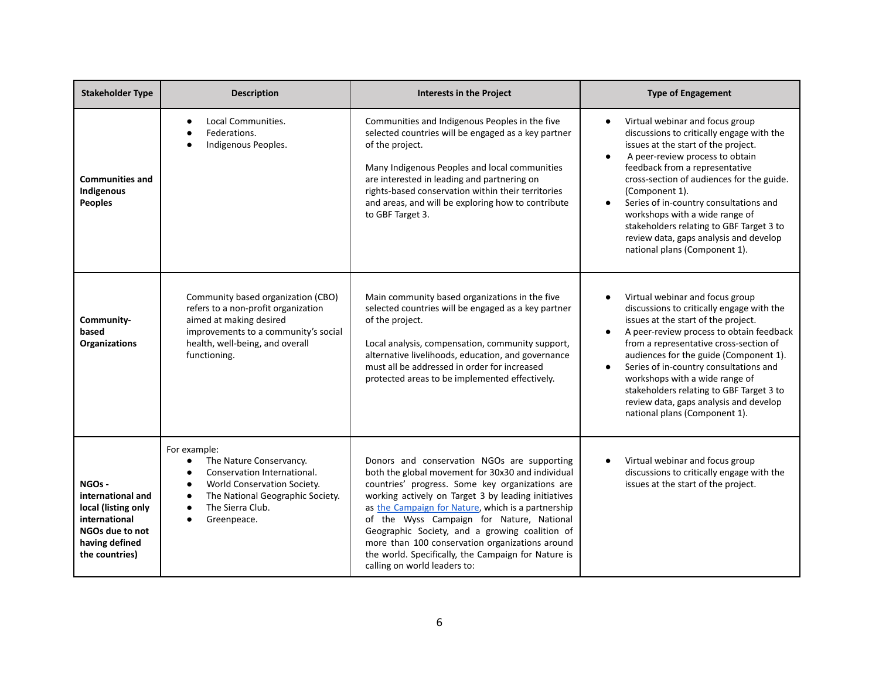| Stakeholder Type | Description | Interests in the Project | Type of Engagement |
|---|---|---|---|
| **Communities and Indigenous Peoples** | • Local Communities.<br>• Federations.<br>• Indigenous Peoples. | Communities and Indigenous Peoples in the five selected countries will be engaged as a key partner of the project.<br><br>Many Indigenous Peoples and local communities are interested in leading and partnering on rights-based conservation within their territories and areas, and will be exploring how to contribute to GBF Target 3. | • Virtual webinar and focus group discussions to critically engage with the issues at the start of the project.<br>• A peer-review process to obtain feedback from a representative cross-section of audiences for the guide. (Component 1).<br>• Series of in-country consultations and workshops with a wide range of stakeholders relating to GBF Target 3 to review data, gaps analysis and develop national plans (Component 1). |
| **Community-based Organizations** | Community based organization (CBO) refers to a non-profit organization aimed at making desired improvements to a community's social health, well-being, and overall functioning. | Main community based organizations in the five selected countries will be engaged as a key partner of the project.<br><br>Local analysis, compensation, community support, alternative livelihoods, education, and governance must all be addressed in order for increased protected areas to be implemented effectively. | • Virtual webinar and focus group discussions to critically engage with the issues at the start of the project.<br>• A peer-review process to obtain feedback from a representative cross-section of audiences for the guide (Component 1).<br>• Series of in-country consultations and workshops with a wide range of stakeholders relating to GBF Target 3 to review data, gaps analysis and develop national plans (Component 1). |
| **NGOs - international and local (listing only international NGOs due to not having defined the countries)** | For example:<br>• The Nature Conservancy.<br>• Conservation International.<br>• World Conservation Society.<br>• The National Geographic Society.<br>• The Sierra Club.<br>• Greenpeace. | Donors and conservation NGOs are supporting both the global movement for 30x30 and individual countries' progress. Some key organizations are working actively on Target 3 by leading initiatives as the Campaign for Nature, which is a partnership of the Wyss Campaign for Nature, National Geographic Society, and a growing coalition of more than 100 conservation organizations around the world. Specifically, the Campaign for Nature is calling on world leaders to: | • Virtual webinar and focus group discussions to critically engage with the issues at the start of the project. |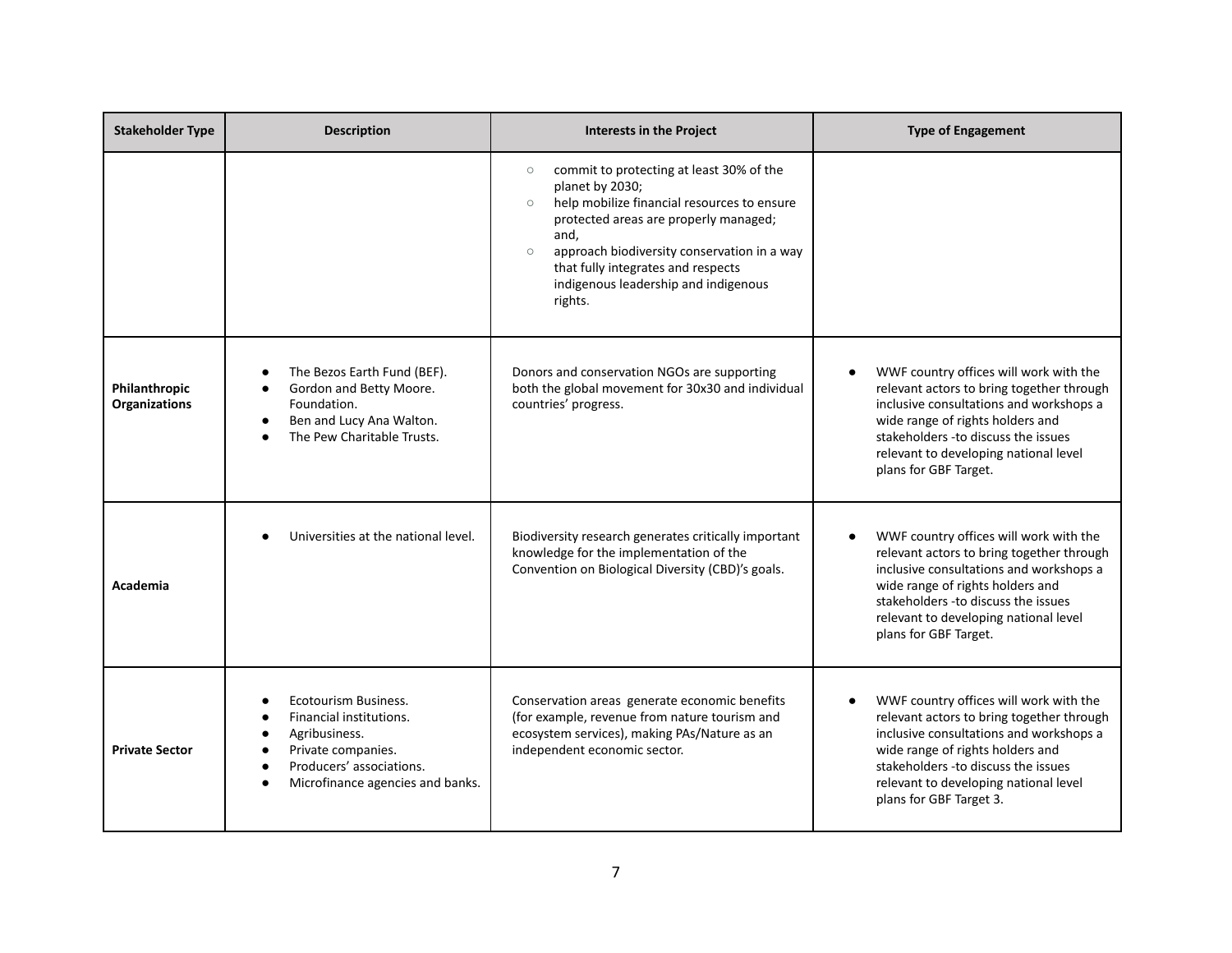| Stakeholder Type | Description | Interests in the Project | Type of Engagement |
|---|---|---|---|
| | | ○ commit to protecting at least 30% of the planet by 2030;<br>○ help mobilize financial resources to ensure protected areas are properly managed; and,<br>○ approach biodiversity conservation in a way that fully integrates and respects indigenous leadership and indigenous rights. | |
| **Philanthropic Organizations** | ● The Bezos Earth Fund (BEF).<br>● Gordon and Betty Moore. Foundation.<br>● Ben and Lucy Ana Walton.<br>● The Pew Charitable Trusts. | Donors and conservation NGOs are supporting both the global movement for 30x30 and individual countries' progress. | ● WWF country offices will work with the relevant actors to bring together through inclusive consultations and workshops a wide range of rights holders and stakeholders -to discuss the issues relevant to developing national level plans for GBF Target. |
| **Academia** | ● Universities at the national level. | Biodiversity research generates critically important knowledge for the implementation of the Convention on Biological Diversity (CBD)'s goals. | ● WWF country offices will work with the relevant actors to bring together through inclusive consultations and workshops a wide range of rights holders and stakeholders -to discuss the issues relevant to developing national level plans for GBF Target. |
| **Private Sector** | ● Ecotourism Business.<br>● Financial institutions.<br>● Agribusiness.<br>● Private companies.<br>● Producers' associations.<br>● Microfinance agencies and banks. | Conservation areas generate economic benefits (for example, revenue from nature tourism and ecosystem services), making PAs/Nature as an independent economic sector. | ● WWF country offices will work with the relevant actors to bring together through inclusive consultations and workshops a wide range of rights holders and stakeholders -to discuss the issues relevant to developing national level plans for GBF Target 3. |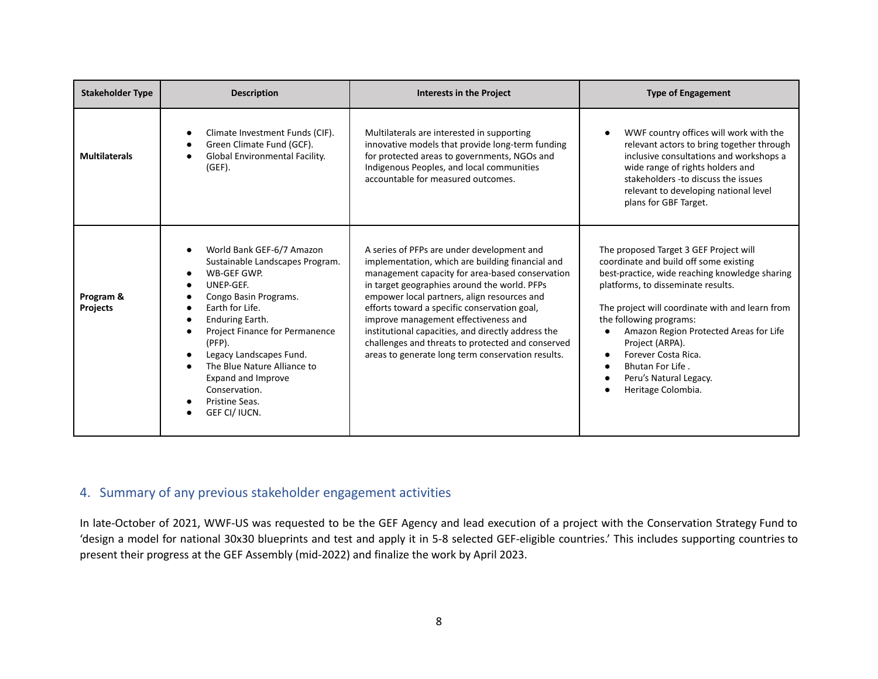| Stakeholder Type | Description | Interests in the Project | Type of Engagement |
| --- | --- | --- | --- |
| **Multilaterals** | <ul><li>Climate Investment Funds (CIF).</li><li>Green Climate Fund (GCF).</li><li>Global Environmental Facility. (GEF).</li></ul> | Multilaterals are interested in supporting innovative models that provide long-term funding for protected areas to governments, NGOs and Indigenous Peoples, and local communities accountable for measured outcomes. | <ul><li>WWF country offices will work with the relevant actors to bring together through inclusive consultations and workshops a wide range of rights holders and stakeholders -to discuss the issues relevant to developing national level plans for GBF Target.</li></ul> |
| **Program & Projects** | <ul><li>World Bank GEF-6/7 Amazon Sustainable Landscapes Program.</li><li>WB-GEF GWP.</li><li>UNEP-GEF.</li><li>Congo Basin Programs.</li><li>Earth for Life.</li><li>Enduring Earth.</li><li>Project Finance for Permanence (PFP).</li><li>Legacy Landscapes Fund.</li><li>The Blue Nature Alliance to Expand and Improve Conservation.</li><li>Pristine Seas.</li><li>GEF CI/ IUCN.</li></ul> | A series of PFPs are under development and implementation, which are building financial and management capacity for area-based conservation in target geographies around the world. PFPs empower local partners, align resources and efforts toward a specific conservation goal, improve management effectiveness and institutional capacities, and directly address the challenges and threats to protected and conserved areas to generate long term conservation results. | The proposed Target 3 GEF Project will coordinate and build off some existing best-practice, wide reaching knowledge sharing platforms, to disseminate results.<br><br>The project will coordinate with and learn from the following programs:<ul><li>Amazon Region Protected Areas for Life Project (ARPA).</li><li>Forever Costa Rica.</li><li>Bhutan For Life .</li><li>Peru's Natural Legacy.</li><li>Heritage Colombia.</li></ul> |

## 4. Summary of any previous stakeholder engagement activities

In late-October of 2021, WWF-US was requested to be the GEF Agency and lead execution of a project with the Conservation Strategy Fund to 'design a model for national 30x30 blueprints and test and apply it in 5-8 selected GEF-eligible countries.' This includes supporting countries to present their progress at the GEF Assembly (mid-2022) and finalize the work by April 2023.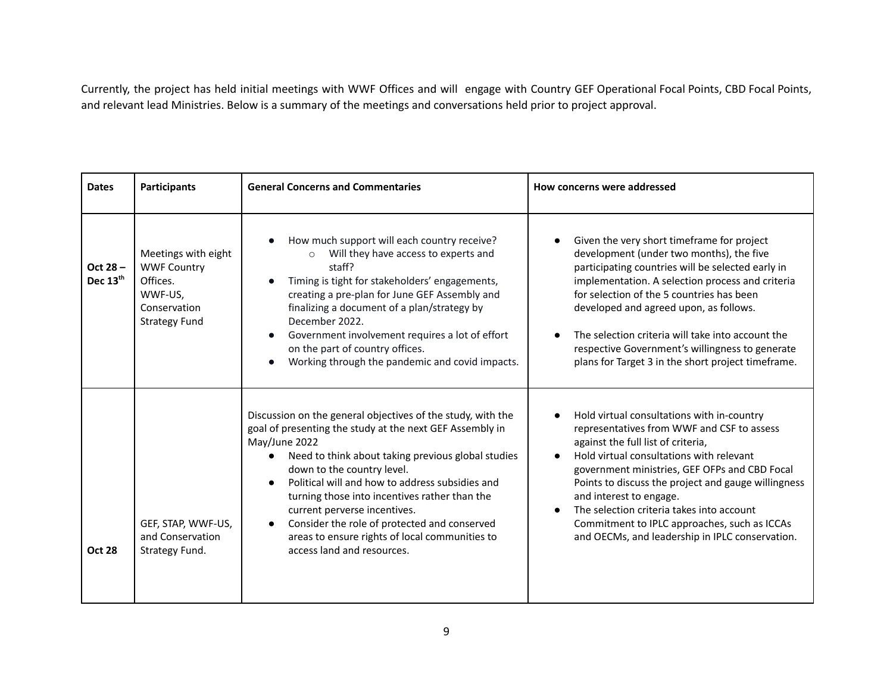Currently, the project has held initial meetings with WWF Offices and will engage with Country GEF Operational Focal Points, CBD Focal Points, and relevant lead Ministries. Below is a summary of the meetings and conversations held prior to project approval.

| Dates | Participants | General Concerns and Commentaries | How concerns were addressed |
|---|---|---|---|
| **Oct 28 – Dec 13th** | Meetings with eight WWF Country Offices. WWF-US, Conservation Strategy Fund | • How much support will each country receive?<br>  ○ Will they have access to experts and staff?<br>• Timing is tight for stakeholders' engagements, creating a pre-plan for June GEF Assembly and finalizing a document of a plan/strategy by December 2022.<br>• Government involvement requires a lot of effort on the part of country offices.<br>• Working through the pandemic and covid impacts. | • Given the very short timeframe for project development (under two months), the five participating countries will be selected early in implementation. A selection process and criteria for selection of the 5 countries has been developed and agreed upon, as follows.<br>• The selection criteria will take into account the respective Government's willingness to generate plans for Target 3 in the short project timeframe. |
| **Oct 28** | GEF, STAP, WWF-US, and Conservation Strategy Fund. | Discussion on the general objectives of the study, with the goal of presenting the study at the next GEF Assembly in May/June 2022<br>• Need to think about taking previous global studies down to the country level.<br>• Political will and how to address subsidies and turning those into incentives rather than the current perverse incentives.<br>• Consider the role of protected and conserved areas to ensure rights of local communities to access land and resources. | • Hold virtual consultations with in-country representatives from WWF and CSF to assess against the full list of criteria,<br>• Hold virtual consultations with relevant government ministries, GEF OFPs and CBD Focal Points to discuss the project and gauge willingness and interest to engage.<br>• The selection criteria takes into account Commitment to IPLC approaches, such as ICCAs and OECMs, and leadership in IPLC conservation. |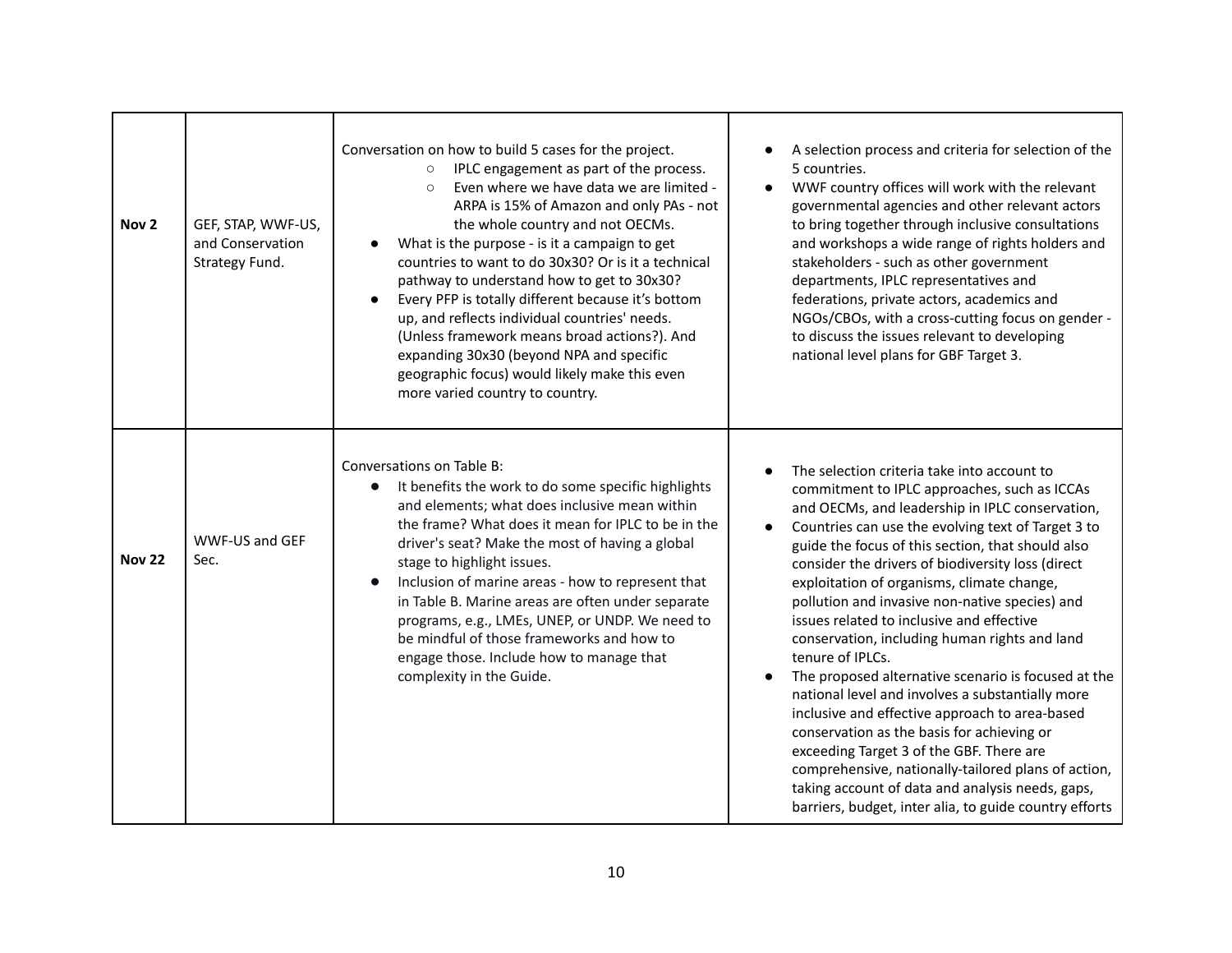| Nov 2 | GEF, STAP, WWF-US, and Conservation Strategy Fund. | Conversation on how to build 5 cases for the project.<br>◦ IPLC engagement as part of the process.<br>◦ Even where we have data we are limited - ARPA is 15% of Amazon and only PAs - not the whole country and not OECMs.<br>• What is the purpose - is it a campaign to get countries to want to do 30x30? Or is it a technical pathway to understand how to get to 30x30?<br>• Every PFP is totally different because it's bottom up, and reflects individual countries' needs. (Unless framework means broad actions?). And expanding 30x30 (beyond NPA and specific geographic focus) would likely make this even more varied country to country. | • A selection process and criteria for selection of the 5 countries.<br>• WWF country offices will work with the relevant governmental agencies and other relevant actors to bring together through inclusive consultations and workshops a wide range of rights holders and stakeholders - such as other government departments, IPLC representatives and federations, private actors, academics and NGOs/CBOs, with a cross-cutting focus on gender - to discuss the issues relevant to developing national level plans for GBF Target 3. |
|---|---|---|---|
| **Nov 22** | WWF-US and GEF Sec. | Conversations on Table B:<br>• It benefits the work to do some specific highlights and elements; what does inclusive mean within the frame? What does it mean for IPLC to be in the driver's seat? Make the most of having a global stage to highlight issues.<br>• Inclusion of marine areas - how to represent that in Table B. Marine areas are often under separate programs, e.g., LMEs, UNEP, or UNDP. We need to be mindful of those frameworks and how to engage those. Include how to manage that complexity in the Guide. | • The selection criteria take into account to commitment to IPLC approaches, such as ICCAs and OECMs, and leadership in IPLC conservation,<br>• Countries can use the evolving text of Target 3 to guide the focus of this section, that should also consider the drivers of biodiversity loss (direct exploitation of organisms, climate change, pollution and invasive non-native species) and issues related to inclusive and effective conservation, including human rights and land tenure of IPLCs.<br>• The proposed alternative scenario is focused at the national level and involves a substantially more inclusive and effective approach to area-based conservation as the basis for achieving or exceeding Target 3 of the GBF. There are comprehensive, nationally-tailored plans of action, taking account of data and analysis needs, gaps, barriers, budget, inter alia, to guide country efforts |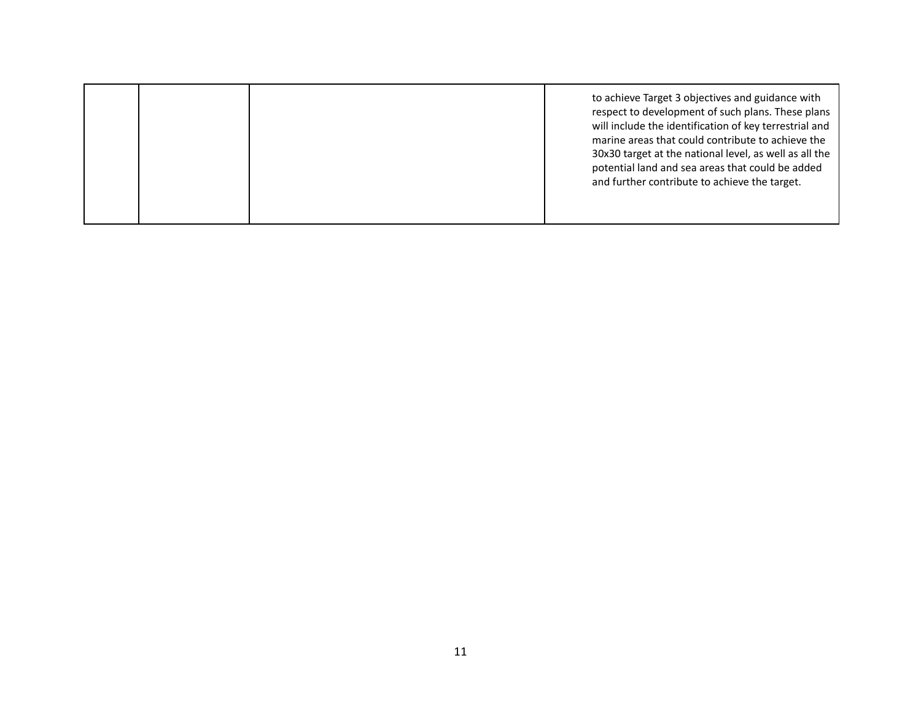| | | | |
|---|---|---|---|
| | | | to achieve Target 3 objectives and guidance with respect to development of such plans. These plans will include the identification of key terrestrial and marine areas that could contribute to achieve the 30x30 target at the national level, as well as all the potential land and sea areas that could be added and further contribute to achieve the target. |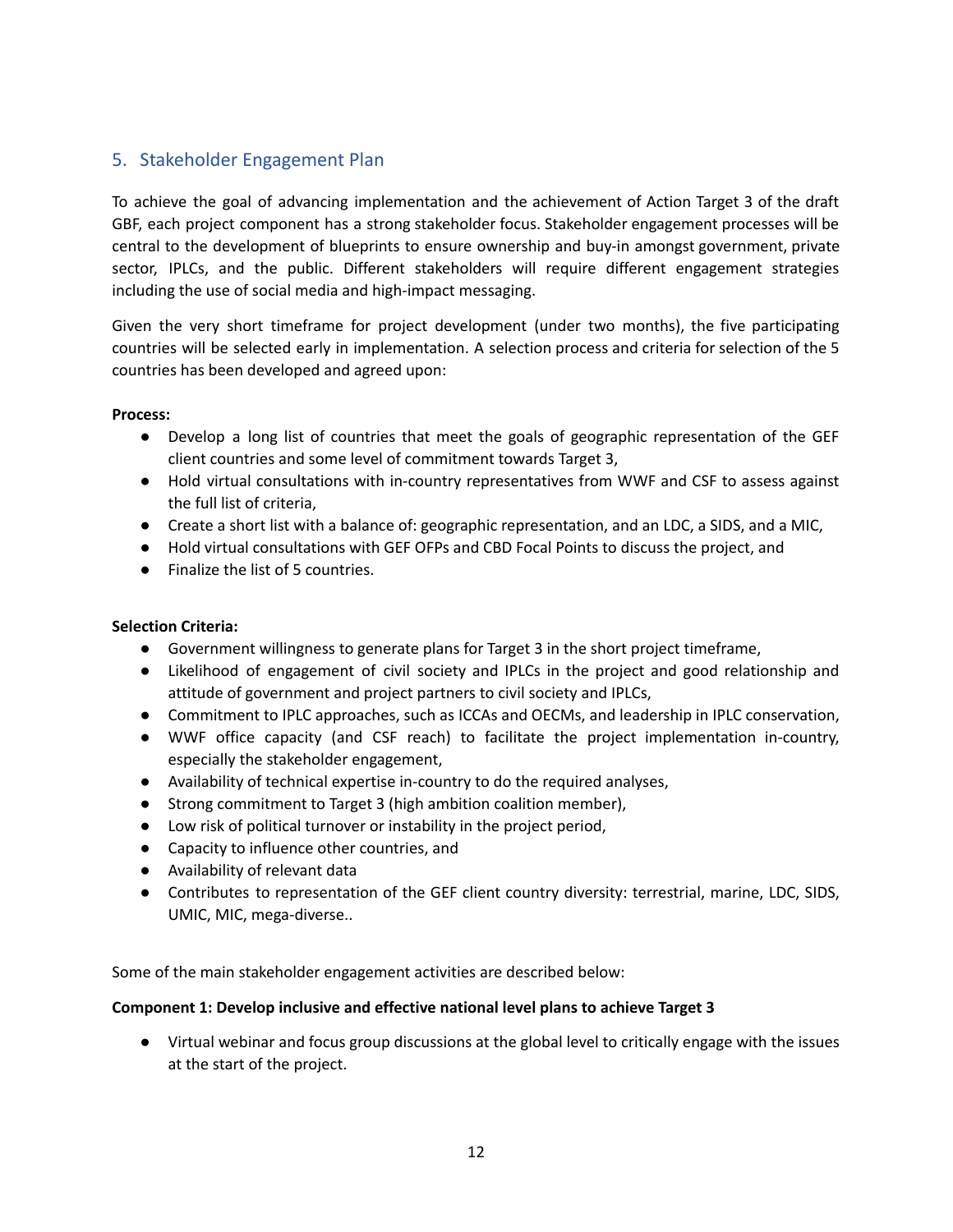## 5. Stakeholder Engagement Plan

To achieve the goal of advancing implementation and the achievement of Action Target 3 of the draft GBF, each project component has a strong stakeholder focus. Stakeholder engagement processes will be central to the development of blueprints to ensure ownership and buy-in amongst government, private sector, IPLCs, and the public. Different stakeholders will require different engagement strategies including the use of social media and high-impact messaging.

Given the very short timeframe for project development (under two months), the five participating countries will be selected early in implementation. A selection process and criteria for selection of the 5 countries has been developed and agreed upon:

**Process:**

- Develop a long list of countries that meet the goals of geographic representation of the GEF client countries and some level of commitment towards Target 3,
- Hold virtual consultations with in-country representatives from WWF and CSF to assess against the full list of criteria,
- Create a short list with a balance of: geographic representation, and an LDC, a SIDS, and a MIC,
- Hold virtual consultations with GEF OFPs and CBD Focal Points to discuss the project, and
- Finalize the list of 5 countries.

**Selection Criteria:**

- Government willingness to generate plans for Target 3 in the short project timeframe,
- Likelihood of engagement of civil society and IPLCs in the project and good relationship and attitude of government and project partners to civil society and IPLCs,
- Commitment to IPLC approaches, such as ICCAs and OECMs, and leadership in IPLC conservation,
- WWF office capacity (and CSF reach) to facilitate the project implementation in-country, especially the stakeholder engagement,
- Availability of technical expertise in-country to do the required analyses,
- Strong commitment to Target 3 (high ambition coalition member),
- Low risk of political turnover or instability in the project period,
- Capacity to influence other countries, and
- Availability of relevant data
- Contributes to representation of the GEF client country diversity: terrestrial, marine, LDC, SIDS, UMIC, MIC, mega-diverse..

Some of the main stakeholder engagement activities are described below:

**Component 1: Develop inclusive and effective national level plans to achieve Target 3**

- Virtual webinar and focus group discussions at the global level to critically engage with the issues at the start of the project.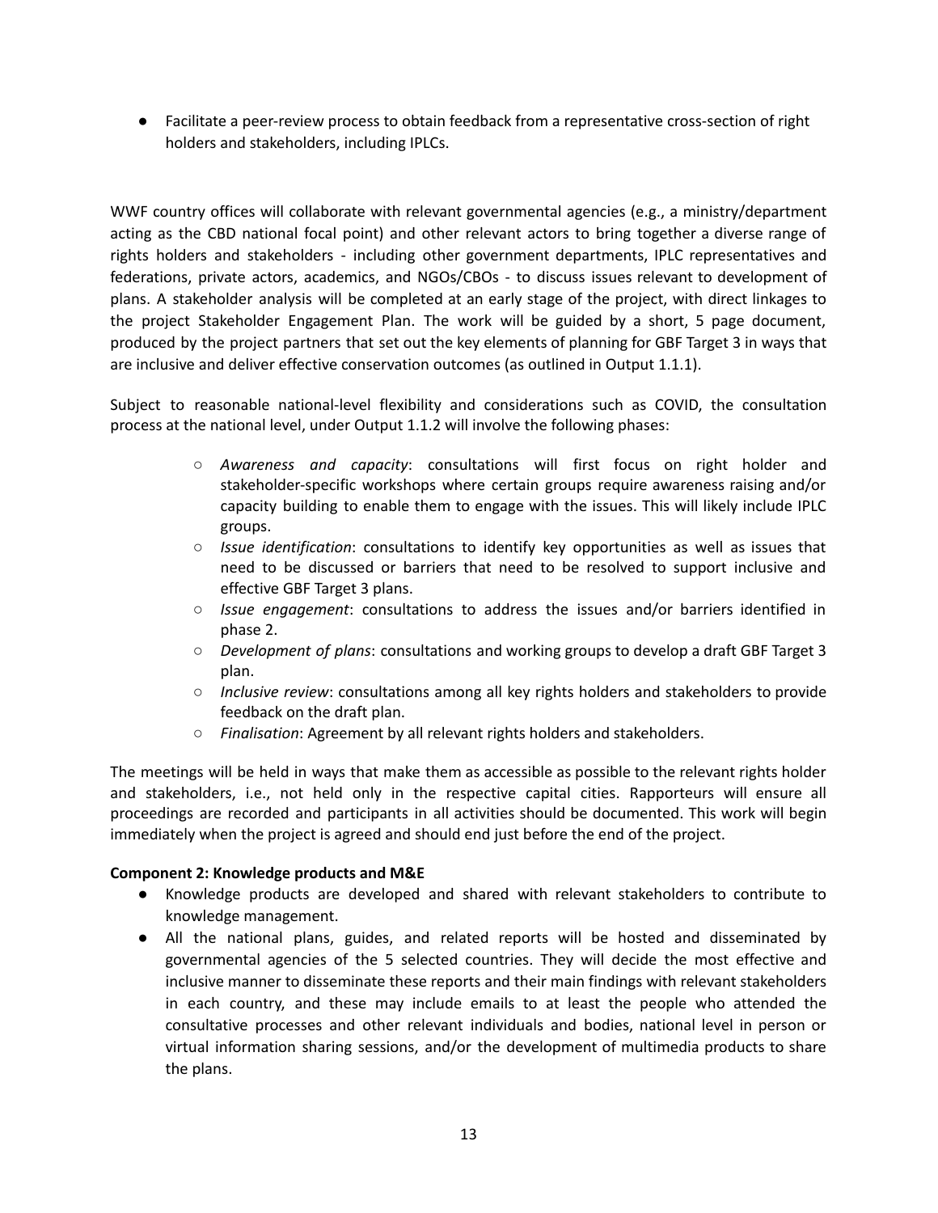- Facilitate a peer-review process to obtain feedback from a representative cross-section of right holders and stakeholders, including IPLCs.

WWF country offices will collaborate with relevant governmental agencies (e.g., a ministry/department acting as the CBD national focal point) and other relevant actors to bring together a diverse range of rights holders and stakeholders - including other government departments, IPLC representatives and federations, private actors, academics, and NGOs/CBOs - to discuss issues relevant to development of plans. A stakeholder analysis will be completed at an early stage of the project, with direct linkages to the project Stakeholder Engagement Plan. The work will be guided by a short, 5 page document, produced by the project partners that set out the key elements of planning for GBF Target 3 in ways that are inclusive and deliver effective conservation outcomes (as outlined in Output 1.1.1).

Subject to reasonable national-level flexibility and considerations such as COVID, the consultation process at the national level, under Output 1.1.2 will involve the following phases:

- *Awareness and capacity*: consultations will first focus on right holder and stakeholder-specific workshops where certain groups require awareness raising and/or capacity building to enable them to engage with the issues. This will likely include IPLC groups.
- *Issue identification*: consultations to identify key opportunities as well as issues that need to be discussed or barriers that need to be resolved to support inclusive and effective GBF Target 3 plans.
- *Issue engagement*: consultations to address the issues and/or barriers identified in phase 2.
- *Development of plans*: consultations and working groups to develop a draft GBF Target 3 plan.
- *Inclusive review*: consultations among all key rights holders and stakeholders to provide feedback on the draft plan.
- *Finalisation*: Agreement by all relevant rights holders and stakeholders.

The meetings will be held in ways that make them as accessible as possible to the relevant rights holder and stakeholders, i.e., not held only in the respective capital cities. Rapporteurs will ensure all proceedings are recorded and participants in all activities should be documented. This work will begin immediately when the project is agreed and should end just before the end of the project.

**Component 2: Knowledge products and M&E**

- Knowledge products are developed and shared with relevant stakeholders to contribute to knowledge management.
- All the national plans, guides, and related reports will be hosted and disseminated by governmental agencies of the 5 selected countries. They will decide the most effective and inclusive manner to disseminate these reports and their main findings with relevant stakeholders in each country, and these may include emails to at least the people who attended the consultative processes and other relevant individuals and bodies, national level in person or virtual information sharing sessions, and/or the development of multimedia products to share the plans.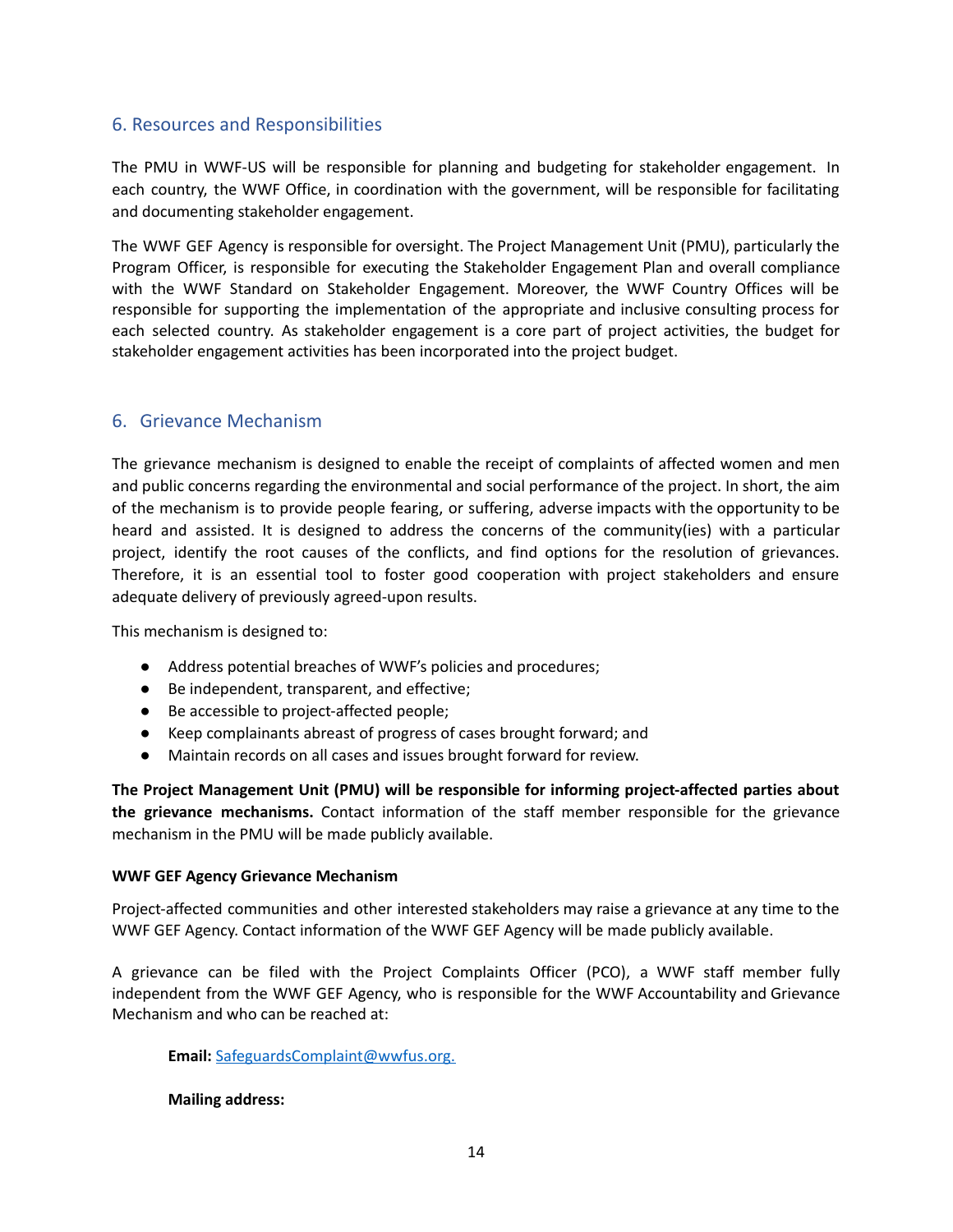## 6. Resources and Responsibilities

The PMU in WWF-US will be responsible for planning and budgeting for stakeholder engagement. In each country, the WWF Office, in coordination with the government, will be responsible for facilitating and documenting stakeholder engagement.

The WWF GEF Agency is responsible for oversight. The Project Management Unit (PMU), particularly the Program Officer, is responsible for executing the Stakeholder Engagement Plan and overall compliance with the WWF Standard on Stakeholder Engagement. Moreover, the WWF Country Offices will be responsible for supporting the implementation of the appropriate and inclusive consulting process for each selected country. As stakeholder engagement is a core part of project activities, the budget for stakeholder engagement activities has been incorporated into the project budget.

## 6. Grievance Mechanism

The grievance mechanism is designed to enable the receipt of complaints of affected women and men and public concerns regarding the environmental and social performance of the project. In short, the aim of the mechanism is to provide people fearing, or suffering, adverse impacts with the opportunity to be heard and assisted. It is designed to address the concerns of the community(ies) with a particular project, identify the root causes of the conflicts, and find options for the resolution of grievances. Therefore, it is an essential tool to foster good cooperation with project stakeholders and ensure adequate delivery of previously agreed-upon results.

This mechanism is designed to:

- Address potential breaches of WWF's policies and procedures;
- Be independent, transparent, and effective;
- Be accessible to project-affected people;
- Keep complainants abreast of progress of cases brought forward; and
- Maintain records on all cases and issues brought forward for review.

**The Project Management Unit (PMU) will be responsible for informing project-affected parties about the grievance mechanisms.** Contact information of the staff member responsible for the grievance mechanism in the PMU will be made publicly available.

**WWF GEF Agency Grievance Mechanism**

Project-affected communities and other interested stakeholders may raise a grievance at any time to the WWF GEF Agency. Contact information of the WWF GEF Agency will be made publicly available.

A grievance can be filed with the Project Complaints Officer (PCO), a WWF staff member fully independent from the WWF GEF Agency, who is responsible for the WWF Accountability and Grievance Mechanism and who can be reached at:

**Email:** SafeguardsComplaint@wwfus.org.

**Mailing address:**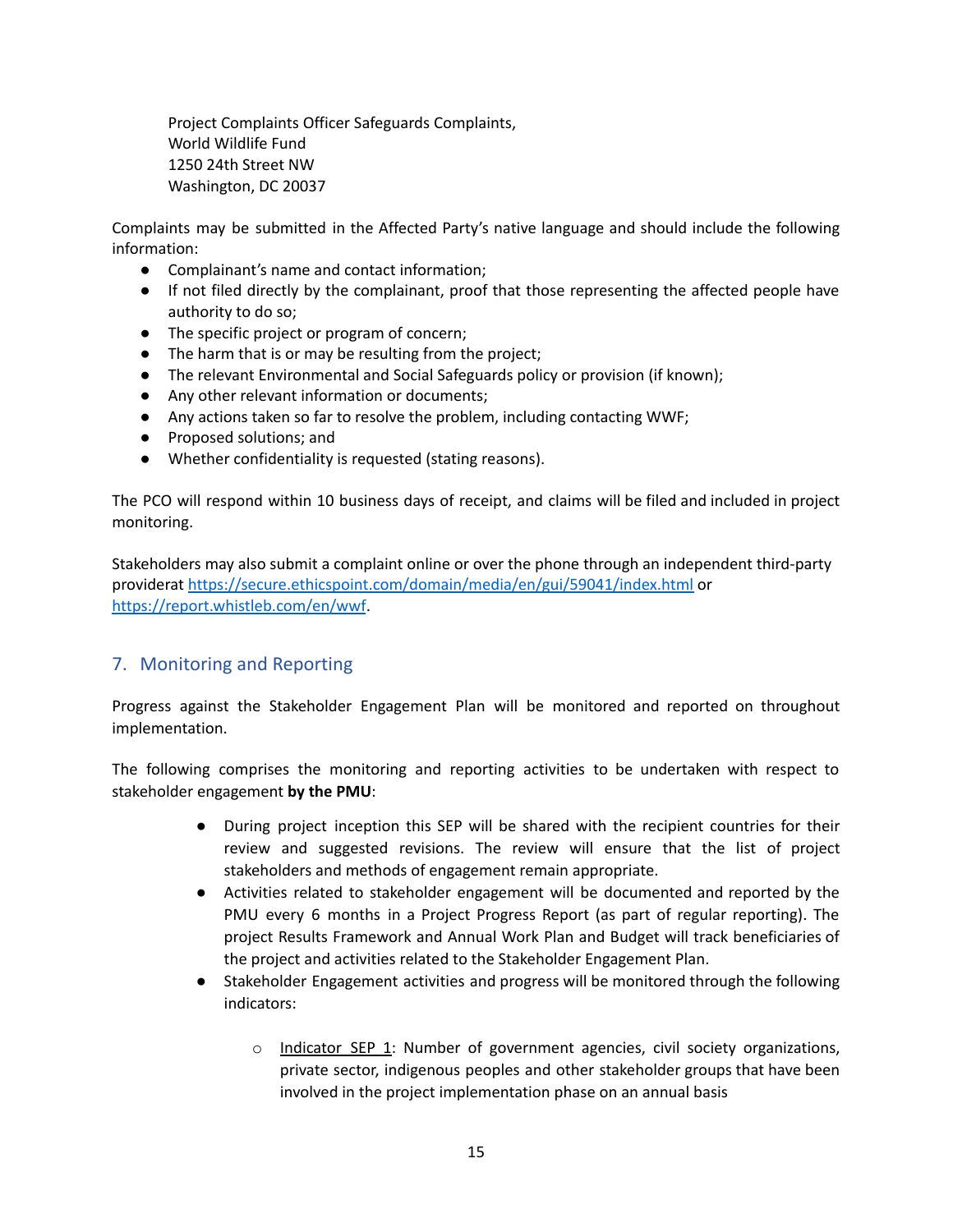Project Complaints Officer Safeguards Complaints,
World Wildlife Fund
1250 24th Street NW
Washington, DC 20037

Complaints may be submitted in the Affected Party's native language and should include the following information:

- Complainant's name and contact information;
- If not filed directly by the complainant, proof that those representing the affected people have authority to do so;
- The specific project or program of concern;
- The harm that is or may be resulting from the project;
- The relevant Environmental and Social Safeguards policy or provision (if known);
- Any other relevant information or documents;
- Any actions taken so far to resolve the problem, including contacting WWF;
- Proposed solutions; and
- Whether confidentiality is requested (stating reasons).

The PCO will respond within 10 business days of receipt, and claims will be filed and included in project monitoring.

Stakeholders may also submit a complaint online or over the phone through an independent third-party providerat https://secure.ethicspoint.com/domain/media/en/gui/59041/index.html or https://report.whistleb.com/en/wwf.

## 7. Monitoring and Reporting

Progress against the Stakeholder Engagement Plan will be monitored and reported on throughout implementation.

The following comprises the monitoring and reporting activities to be undertaken with respect to stakeholder engagement **by the PMU**:

- During project inception this SEP will be shared with the recipient countries for their review and suggested revisions. The review will ensure that the list of project stakeholders and methods of engagement remain appropriate.
- Activities related to stakeholder engagement will be documented and reported by the PMU every 6 months in a Project Progress Report (as part of regular reporting). The project Results Framework and Annual Work Plan and Budget will track beneficiaries of the project and activities related to the Stakeholder Engagement Plan.
- Stakeholder Engagement activities and progress will be monitored through the following indicators:
  - Indicator SEP 1: Number of government agencies, civil society organizations, private sector, indigenous peoples and other stakeholder groups that have been involved in the project implementation phase on an annual basis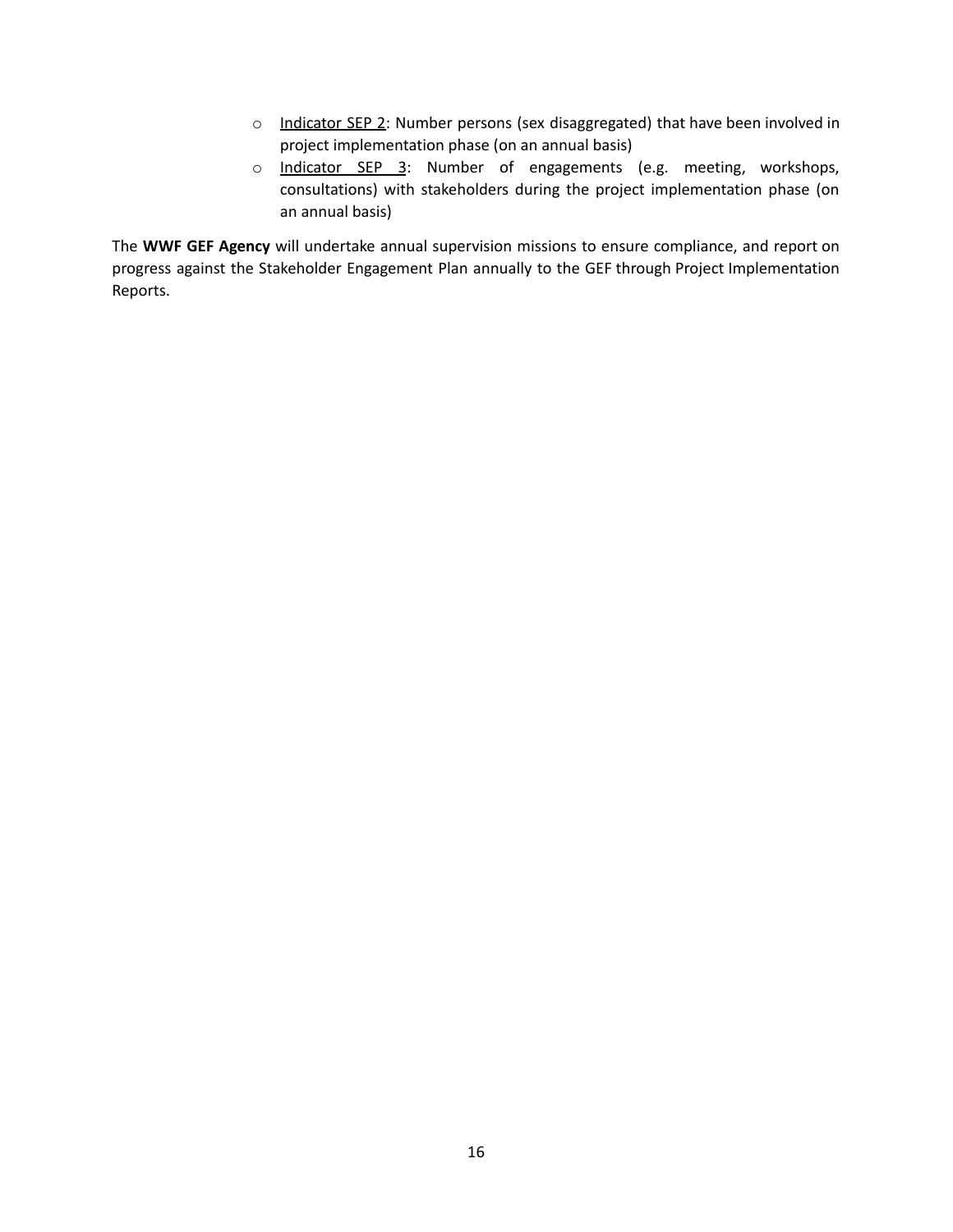- <u>Indicator SEP 2</u>: Number persons (sex disaggregated) that have been involved in project implementation phase (on an annual basis)
- <u>Indicator SEP 3</u>: Number of engagements (e.g. meeting, workshops, consultations) with stakeholders during the project implementation phase (on an annual basis)

The **WWF GEF Agency** will undertake annual supervision missions to ensure compliance, and report on progress against the Stakeholder Engagement Plan annually to the GEF through Project Implementation Reports.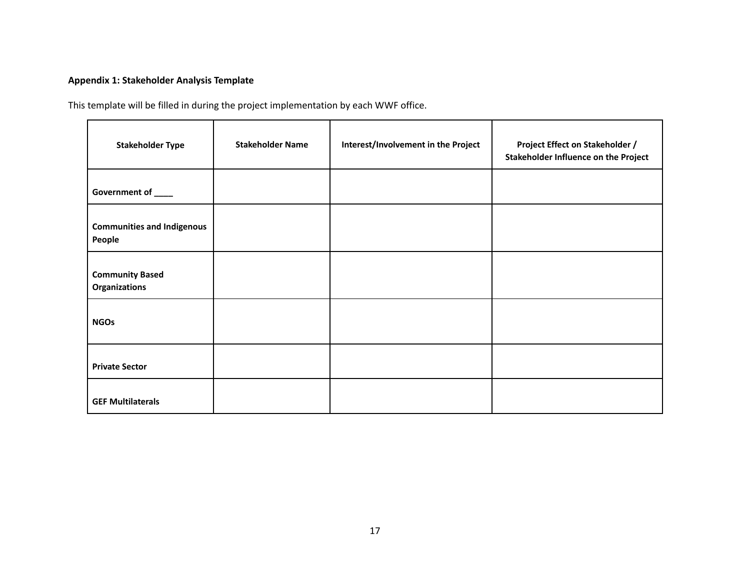**Appendix 1: Stakeholder Analysis Template**

This template will be filled in during the project implementation by each WWF office.

| Stakeholder Type | Stakeholder Name | Interest/Involvement in the Project | Project Effect on Stakeholder / Stakeholder Influence on the Project |
|---|---|---|---|
| **Government of ____** | | | |
| **Communities and Indigenous People** | | | |
| **Community Based Organizations** | | | |
| **NGOs** | | | |
| **Private Sector** | | | |
| **GEF Multilaterals** | | | |